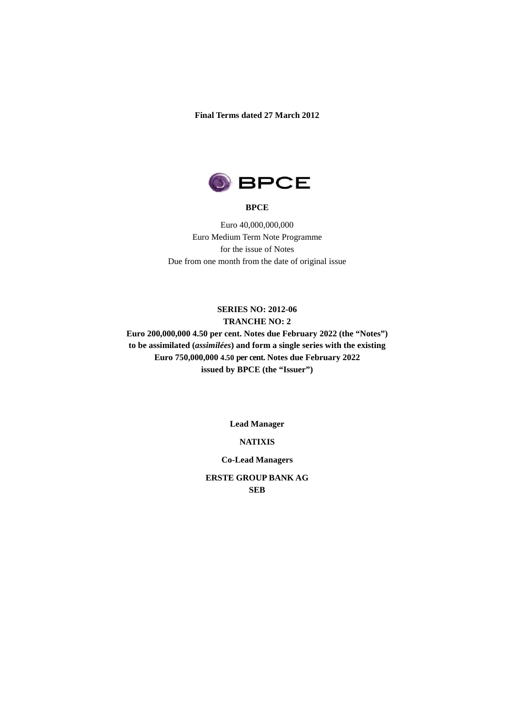**Final Terms dated 27 March 2012**

**BPCE**

Euro 40,000,000,000
Euro Medium Term Note Programme
for the issue of Notes
Due from one month from the date of original issue

**SERIES NO: 2012-06**
**TRANCHE NO: 2**
**Euro 200,000,000 4.50 per cent. Notes due February 2022 (the "Notes")**
**to be assimilated (*assimilées*) and form a single series with the existing**
**Euro 750,000,000 4.50 per cent. Notes due February 2022**
**issued by BPCE (the "Issuer")**

**Lead Manager**

**NATIXIS**

**Co-Lead Managers**

**ERSTE GROUP BANK AG**
**SEB**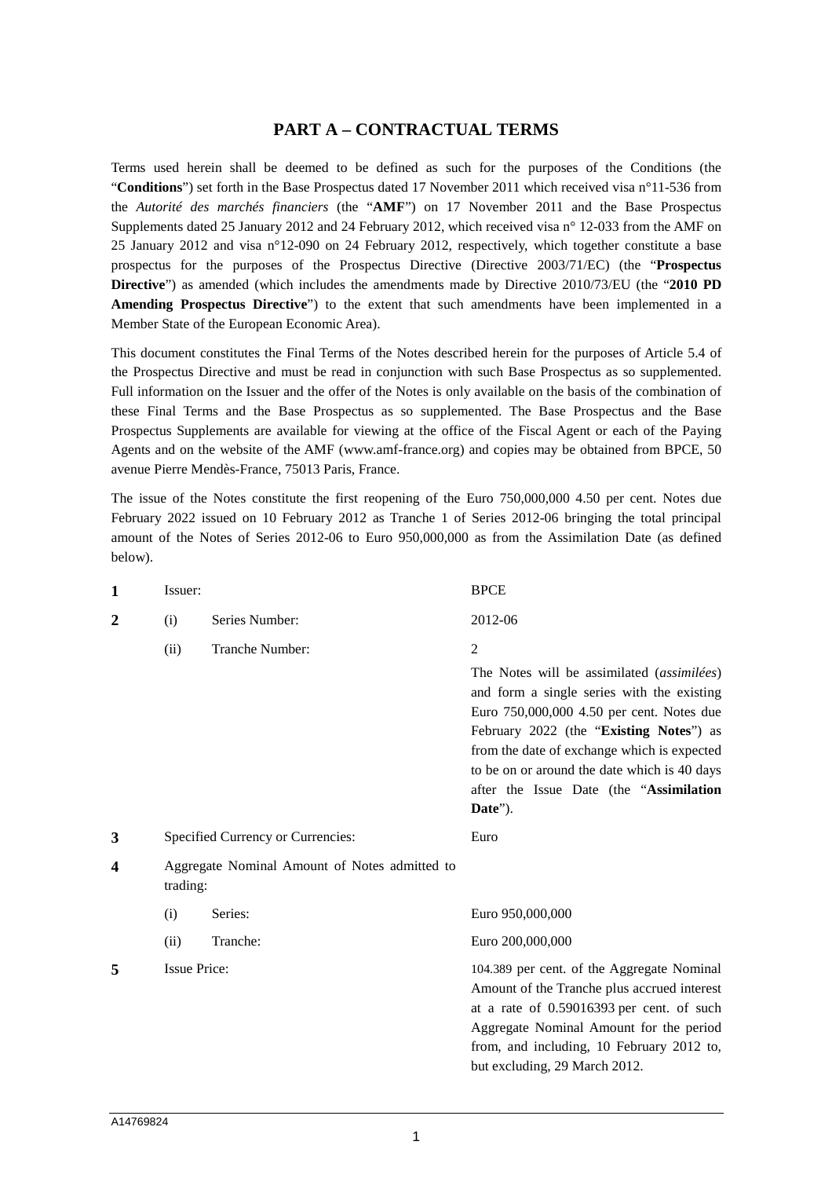# PART A – CONTRACTUAL TERMS

Terms used herein shall be deemed to be defined as such for the purposes of the Conditions (the "**Conditions**") set forth in the Base Prospectus dated 17 November 2011 which received visa n°11-536 from the *Autorité des marchés financiers* (the "**AMF**") on 17 November 2011 and the Base Prospectus Supplements dated 25 January 2012 and 24 February 2012, which received visa n° 12-033 from the AMF on 25 January 2012 and visa n°12-090 on 24 February 2012, respectively, which together constitute a base prospectus for the purposes of the Prospectus Directive (Directive 2003/71/EC) (the "**Prospectus Directive**") as amended (which includes the amendments made by Directive 2010/73/EU (the "**2010 PD Amending Prospectus Directive**") to the extent that such amendments have been implemented in a Member State of the European Economic Area).

This document constitutes the Final Terms of the Notes described herein for the purposes of Article 5.4 of the Prospectus Directive and must be read in conjunction with such Base Prospectus as so supplemented. Full information on the Issuer and the offer of the Notes is only available on the basis of the combination of these Final Terms and the Base Prospectus as so supplemented. The Base Prospectus and the Base Prospectus Supplements are available for viewing at the office of the Fiscal Agent or each of the Paying Agents and on the website of the AMF (www.amf-france.org) and copies may be obtained from BPCE, 50 avenue Pierre Mendès-France, 75013 Paris, France.

The issue of the Notes constitute the first reopening of the Euro 750,000,000 4.50 per cent. Notes due February 2022 issued on 10 February 2012 as Tranche 1 of Series 2012-06 bringing the total principal amount of the Notes of Series 2012-06 to Euro 950,000,000 as from the Assimilation Date (as defined below).

| | | | |
|---|---|---|---|
| **1** | Issuer: | | BPCE |
| **2** | (i) | Series Number: | 2012-06 |
| | (ii) | Tranche Number: | 2 |
| | | | The Notes will be assimilated (*assimilées*) and form a single series with the existing Euro 750,000,000 4.50 per cent. Notes due February 2022 (the "**Existing Notes**") as from the date of exchange which is expected to be on or around the date which is 40 days after the Issue Date (the "**Assimilation Date**"). |
| **3** | Specified Currency or Currencies: | | Euro |
| **4** | Aggregate Nominal Amount of Notes admitted to trading: | | |
| | (i) | Series: | Euro 950,000,000 |
| | (ii) | Tranche: | Euro 200,000,000 |
| **5** | Issue Price: | | 104.389 per cent. of the Aggregate Nominal Amount of the Tranche plus accrued interest at a rate of 0.59016393 per cent. of such Aggregate Nominal Amount for the period from, and including, 10 February 2012 to, but excluding, 29 March 2012. |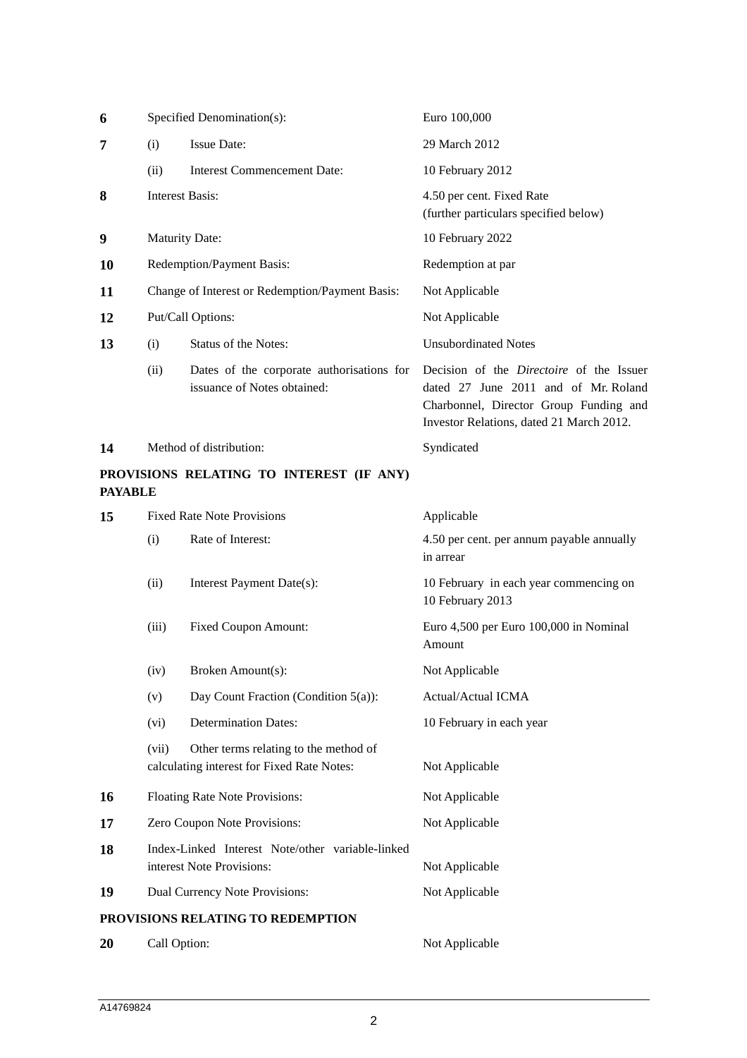| | | | |
|---|---|---|---|
| **6** | Specified Denomination(s): | | Euro 100,000 |
| **7** | (i) | Issue Date: | 29 March 2012 |
| | (ii) | Interest Commencement Date: | 10 February 2012 |
| **8** | Interest Basis: | | 4.50 per cent. Fixed Rate (further particulars specified below) |
| **9** | Maturity Date: | | 10 February 2022 |
| **10** | Redemption/Payment Basis: | | Redemption at par |
| **11** | Change of Interest or Redemption/Payment Basis: | | Not Applicable |
| **12** | Put/Call Options: | | Not Applicable |
| **13** | (i) | Status of the Notes: | Unsubordinated Notes |
| | (ii) | Dates of the corporate authorisations for issuance of Notes obtained: | Decision of the *Directoire* of the Issuer dated 27 June 2011 and of Mr. Roland Charbonnel, Director Group Funding and Investor Relations, dated 21 March 2012. |
| **14** | Method of distribution: | | Syndicated |

**PROVISIONS RELATING TO INTEREST (IF ANY) PAYABLE**

| | | | |
|---|---|---|---|
| **15** | Fixed Rate Note Provisions | | Applicable |
| | (i) | Rate of Interest: | 4.50 per cent. per annum payable annually in arrear |
| | (ii) | Interest Payment Date(s): | 10 February in each year commencing on 10 February 2013 |
| | (iii) | Fixed Coupon Amount: | Euro 4,500 per Euro 100,000 in Nominal Amount |
| | (iv) | Broken Amount(s): | Not Applicable |
| | (v) | Day Count Fraction (Condition 5(a)): | Actual/Actual ICMA |
| | (vi) | Determination Dates: | 10 February in each year |
| | (vii) | Other terms relating to the method of calculating interest for Fixed Rate Notes: | Not Applicable |
| **16** | Floating Rate Note Provisions: | | Not Applicable |
| **17** | Zero Coupon Note Provisions: | | Not Applicable |
| **18** | Index-Linked Interest Note/other variable-linked interest Note Provisions: | | Not Applicable |
| **19** | Dual Currency Note Provisions: | | Not Applicable |

**PROVISIONS RELATING TO REDEMPTION**

| | | | |
|---|---|---|---|
| **20** | Call Option: | | Not Applicable |

A14769824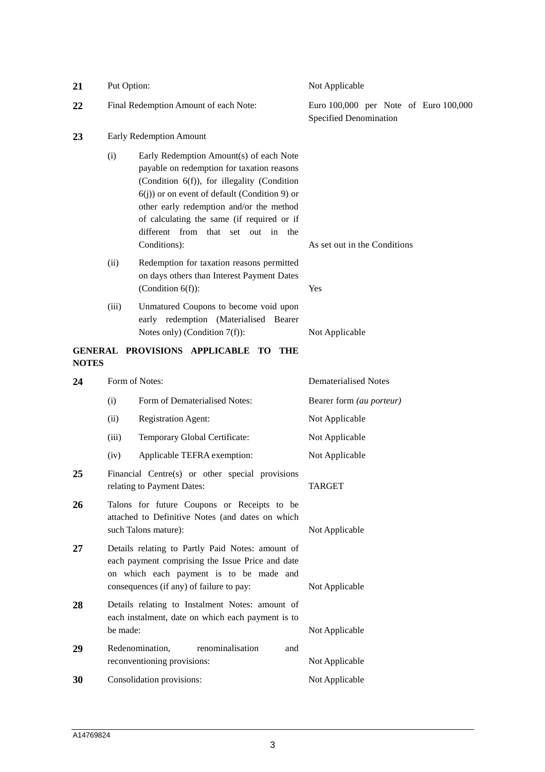| | | | |
|---|---|---|---|
| **21** | Put Option: | | Not Applicable |
| **22** | Final Redemption Amount of each Note: | | Euro 100,000 per Note of Euro 100,000 Specified Denomination |
| **23** | Early Redemption Amount | | |
| | (i) | Early Redemption Amount(s) of each Note payable on redemption for taxation reasons (Condition 6(f)), for illegality (Condition 6(j)) or on event of default (Condition 9) or other early redemption and/or the method of calculating the same (if required or if different from that set out in the Conditions): | As set out in the Conditions |
| | (ii) | Redemption for taxation reasons permitted on days others than Interest Payment Dates (Condition 6(f)): | Yes |
| | (iii) | Unmatured Coupons to become void upon early redemption (Materialised Bearer Notes only) (Condition 7(f)): | Not Applicable |

**GENERAL PROVISIONS APPLICABLE TO THE NOTES**

| | | | |
|---|---|---|---|
| **24** | Form of Notes: | | Dematerialised Notes |
| | (i) | Form of Dematerialised Notes: | Bearer form *(au porteur)* |
| | (ii) | Registration Agent: | Not Applicable |
| | (iii) | Temporary Global Certificate: | Not Applicable |
| | (iv) | Applicable TEFRA exemption: | Not Applicable |
| **25** | Financial Centre(s) or other special provisions relating to Payment Dates: | | TARGET |
| **26** | Talons for future Coupons or Receipts to be attached to Definitive Notes (and dates on which such Talons mature): | | Not Applicable |
| **27** | Details relating to Partly Paid Notes: amount of each payment comprising the Issue Price and date on which each payment is to be made and consequences (if any) of failure to pay: | | Not Applicable |
| **28** | Details relating to Instalment Notes: amount of each instalment, date on which each payment is to be made: | | Not Applicable |
| **29** | Redenomination, renominalisation and reconventioning provisions: | | Not Applicable |
| **30** | Consolidation provisions: | | Not Applicable |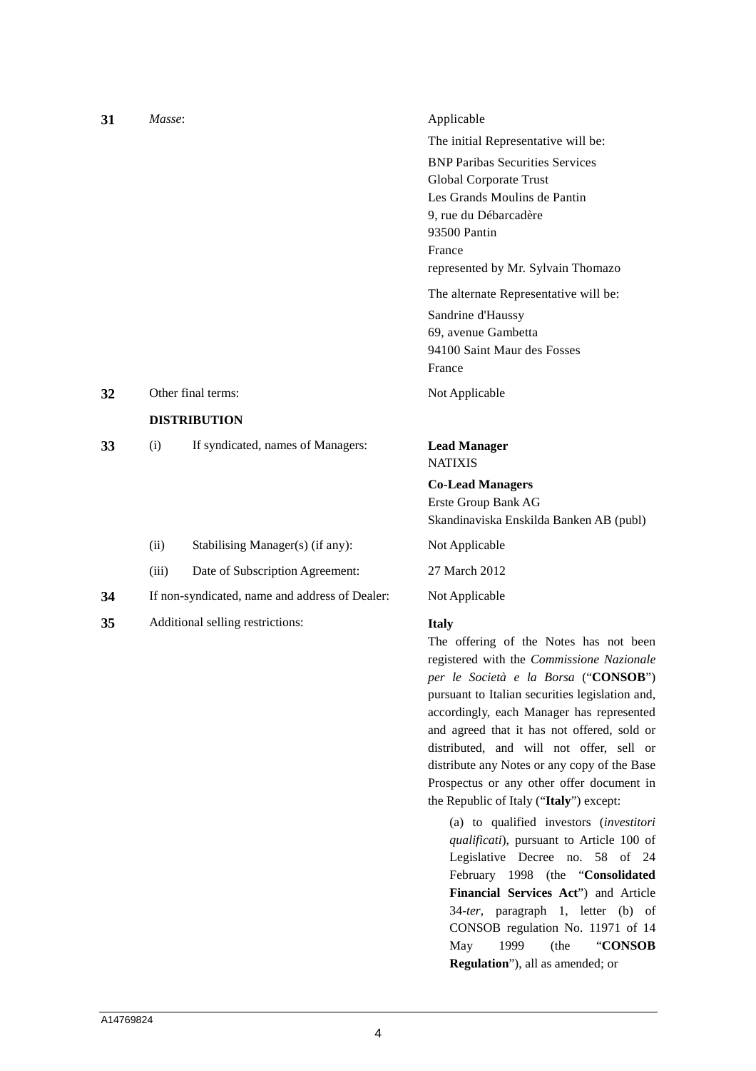| | | | |
|---|---|---|---|
| **31** | *Masse*: | | Applicable<br><br>The initial Representative will be:<br><br>BNP Paribas Securities Services<br>Global Corporate Trust<br>Les Grands Moulins de Pantin<br>9, rue du Débarcadère<br>93500 Pantin<br>France<br>represented by Mr. Sylvain Thomazo<br><br>The alternate Representative will be:<br><br>Sandrine d'Haussy<br>69, avenue Gambetta<br>94100 Saint Maur des Fosses<br>France |
| **32** | Other final terms: | | Not Applicable |
| | **DISTRIBUTION** | | |
| **33** | (i) | If syndicated, names of Managers: | **Lead Manager**<br>NATIXIS<br><br>**Co-Lead Managers**<br>Erste Group Bank AG<br>Skandinaviska Enskilda Banken AB (publ) |
| | (ii) | Stabilising Manager(s) (if any): | Not Applicable |
| | (iii) | Date of Subscription Agreement: | 27 March 2012 |
| **34** | If non-syndicated, name and address of Dealer: | | Not Applicable |
| **35** | Additional selling restrictions: | | **Italy**<br>The offering of the Notes has not been registered with the *Commissione Nazionale per le Società e la Borsa* ("**CONSOB**") pursuant to Italian securities legislation and, accordingly, each Manager has represented and agreed that it has not offered, sold or distributed, and will not offer, sell or distribute any Notes or any copy of the Base Prospectus or any other offer document in the Republic of Italy ("**Italy**") except:<br><br>(a) to qualified investors (*investitori qualificati*), pursuant to Article 100 of Legislative Decree no. 58 of 24 February 1998 (the "**Consolidated Financial Services Act**") and Article 34-*ter*, paragraph 1, letter (b) of CONSOB regulation No. 11971 of 14 May 1999 (the "**CONSOB Regulation**"), all as amended; or |

A14769824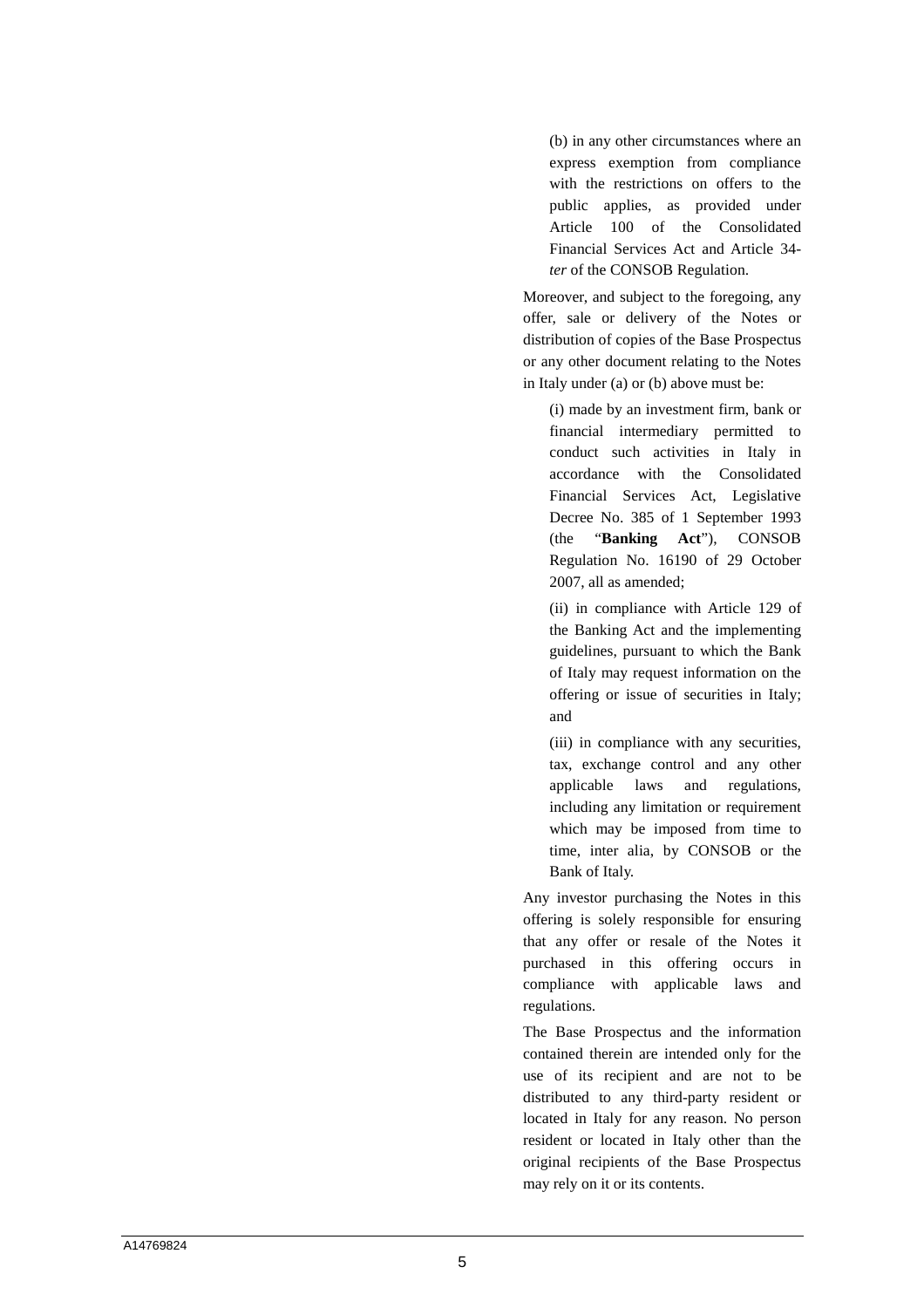(b) in any other circumstances where an express exemption from compliance with the restrictions on offers to the public applies, as provided under Article 100 of the Consolidated Financial Services Act and Article 34-*ter* of the CONSOB Regulation.

Moreover, and subject to the foregoing, any offer, sale or delivery of the Notes or distribution of copies of the Base Prospectus or any other document relating to the Notes in Italy under (a) or (b) above must be:

(i) made by an investment firm, bank or financial intermediary permitted to conduct such activities in Italy in accordance with the Consolidated Financial Services Act, Legislative Decree No. 385 of 1 September 1993 (the "**Banking Act**"), CONSOB Regulation No. 16190 of 29 October 2007, all as amended;

(ii) in compliance with Article 129 of the Banking Act and the implementing guidelines, pursuant to which the Bank of Italy may request information on the offering or issue of securities in Italy; and

(iii) in compliance with any securities, tax, exchange control and any other applicable laws and regulations, including any limitation or requirement which may be imposed from time to time, inter alia, by CONSOB or the Bank of Italy.

Any investor purchasing the Notes in this offering is solely responsible for ensuring that any offer or resale of the Notes it purchased in this offering occurs in compliance with applicable laws and regulations.

The Base Prospectus and the information contained therein are intended only for the use of its recipient and are not to be distributed to any third-party resident or located in Italy for any reason. No person resident or located in Italy other than the original recipients of the Base Prospectus may rely on it or its contents.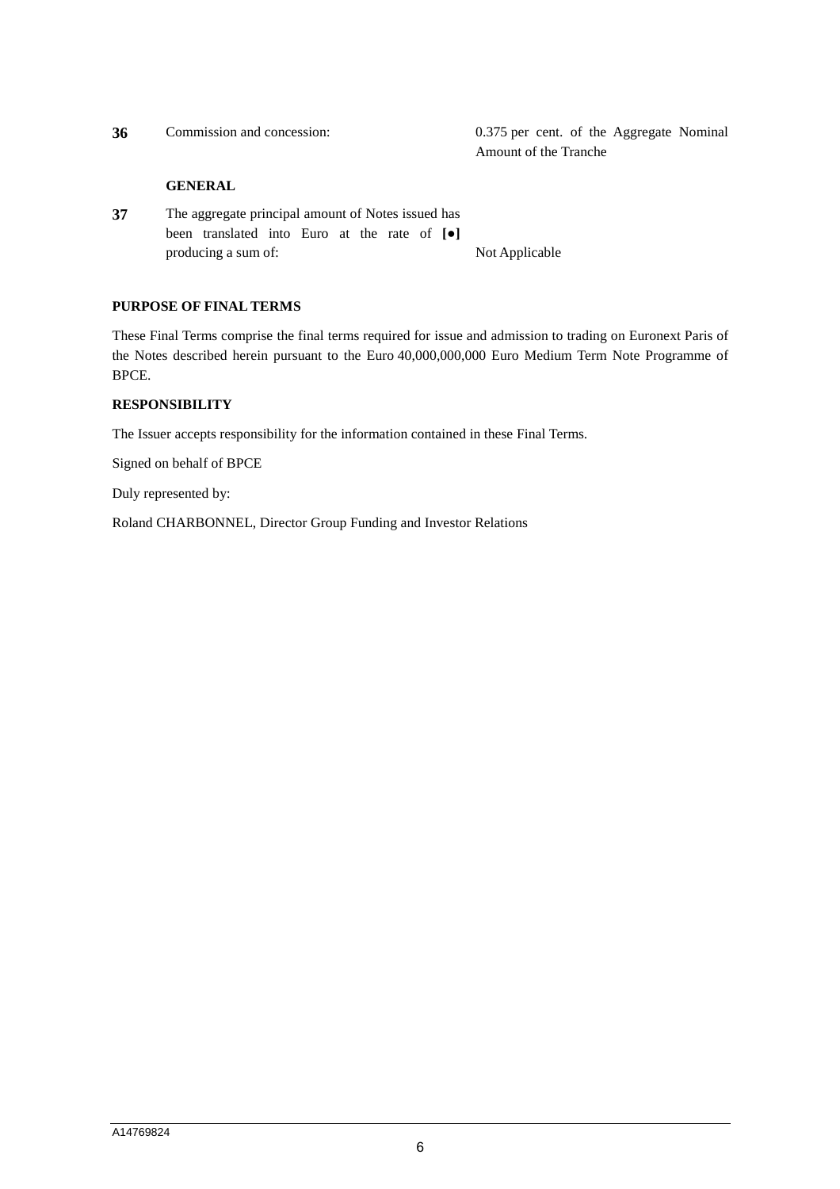| | | |
|---|---|---|
| **36** | Commission and concession: | 0.375 per cent. of the Aggregate Nominal Amount of the Tranche |
| | **GENERAL** | |
| **37** | The aggregate principal amount of Notes issued has been translated into Euro at the rate of **[●]** producing a sum of: | Not Applicable |

**PURPOSE OF FINAL TERMS**

These Final Terms comprise the final terms required for issue and admission to trading on Euronext Paris of the Notes described herein pursuant to the Euro 40,000,000,000 Euro Medium Term Note Programme of BPCE.

**RESPONSIBILITY**

The Issuer accepts responsibility for the information contained in these Final Terms.

Signed on behalf of BPCE

Duly represented by:

Roland CHARBONNEL, Director Group Funding and Investor Relations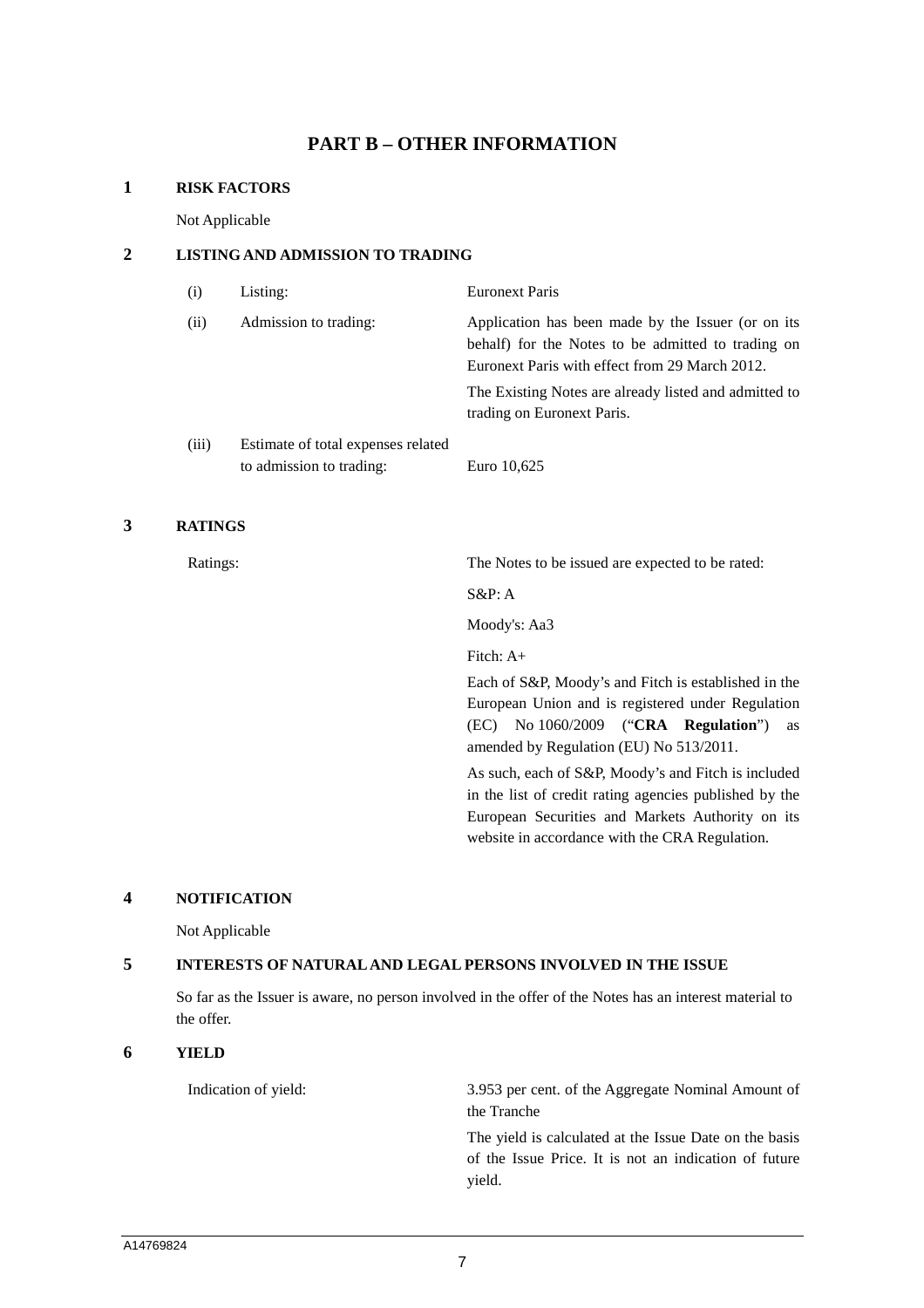# PART B – OTHER INFORMATION

## 1 RISK FACTORS

Not Applicable

## 2 LISTING AND ADMISSION TO TRADING

| | | |
|---|---|---|
| (i) | Listing: | Euronext Paris |
| (ii) | Admission to trading: | Application has been made by the Issuer (or on its behalf) for the Notes to be admitted to trading on Euronext Paris with effect from 29 March 2012.<br>The Existing Notes are already listed and admitted to trading on Euronext Paris. |
| (iii) | Estimate of total expenses related to admission to trading: | Euro 10,625 |

## 3 RATINGS

Ratings: The Notes to be issued are expected to be rated:

S&P: A

Moody's: Aa3

Fitch: A+

Each of S&P, Moody's and Fitch is established in the European Union and is registered under Regulation (EC) No 1060/2009 ("**CRA Regulation**") as amended by Regulation (EU) No 513/2011.

As such, each of S&P, Moody's and Fitch is included in the list of credit rating agencies published by the European Securities and Markets Authority on its website in accordance with the CRA Regulation.

## 4 NOTIFICATION

Not Applicable

## 5 INTERESTS OF NATURAL AND LEGAL PERSONS INVOLVED IN THE ISSUE

So far as the Issuer is aware, no person involved in the offer of the Notes has an interest material to the offer.

## 6 YIELD

Indication of yield: 3.953 per cent. of the Aggregate Nominal Amount of the Tranche

The yield is calculated at the Issue Date on the basis of the Issue Price. It is not an indication of future yield.

A14769824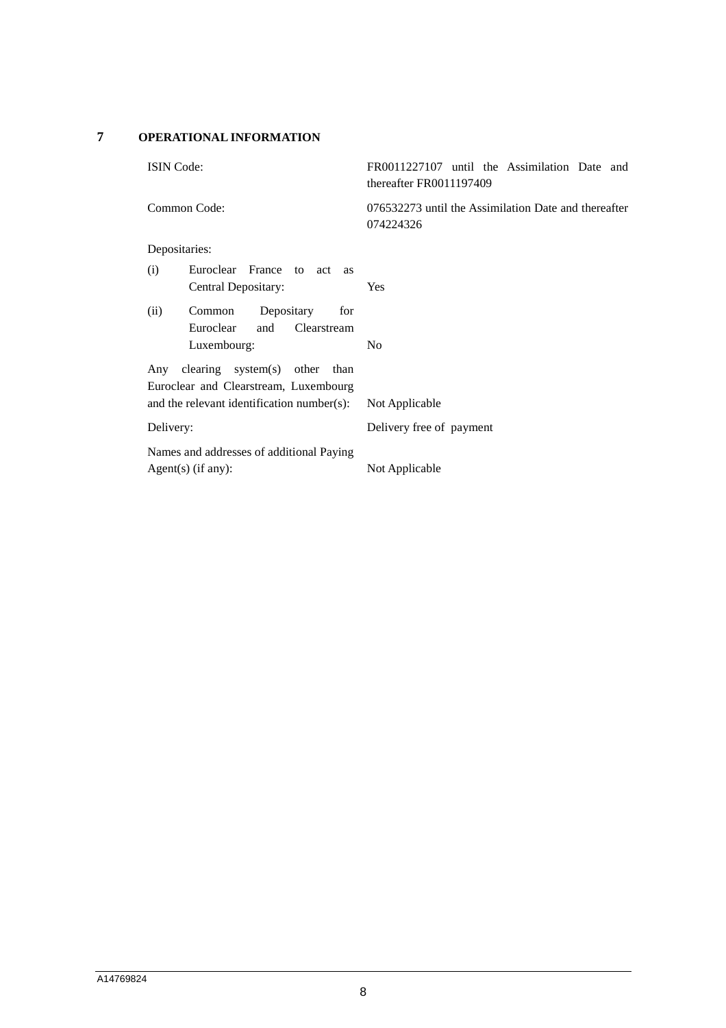## 7 OPERATIONAL INFORMATION

| | |
|---|---|
| ISIN Code: | FR0011227107 until the Assimilation Date and thereafter FR0011197409 |
| Common Code: | 076532273 until the Assimilation Date and thereafter 074224326 |
| Depositaries: | |
| (i) Euroclear France to act as Central Depositary: | Yes |
| (ii) Common Depositary for Euroclear and Clearstream Luxembourg: | No |
| Any clearing system(s) other than Euroclear and Clearstream, Luxembourg and the relevant identification number(s): | Not Applicable |
| Delivery: | Delivery free of payment |
| Names and addresses of additional Paying Agent(s) (if any): | Not Applicable |

A14769824